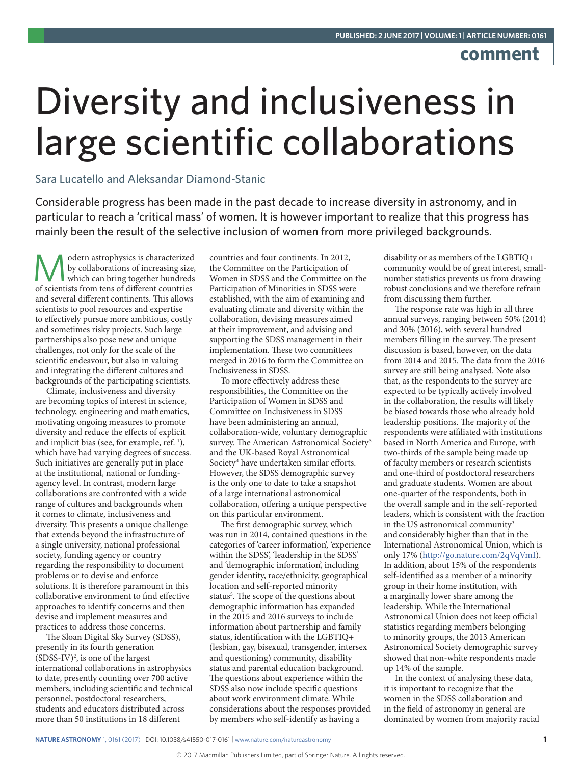comment

# Diversity and inclusiveness in large scientific collaborations

Sara Lucatello and Aleksandar Diamond-Stanic

Considerable progress has been made in the past decade to increase diversity in astronomy, and in particular to reach a 'critical mass' of women. It is however important to realize that this progress has mainly been the result of the selective inclusion of women from more privileged backgrounds.

Modern astrophysics is characterized by collaborations of increasing size, which can bring together hundreds of scientists from tens of different countries and several different continents. This allows scientists to pool resources and expertise to effectively pursue more ambitious, costly and sometimes risky projects. Such large partnerships also pose new and unique challenges, not only for the scale of the scientific endeavour, but also in valuing and integrating the different cultures and backgrounds of the participating scientists.

Climate, inclusiveness and diversity are becoming topics of interest in science, technology, engineering and mathematics, motivating ongoing measures to promote diversity and reduce the effects of explicit and implicit bias (see, for example, ref. [1]), which have had varying degrees of success. Such initiatives are generally put in place at the institutional, national or funding-agency level. In contrast, modern large collaborations are confronted with a wide range of cultures and backgrounds when it comes to climate, inclusiveness and diversity. This presents a unique challenge that extends beyond the infrastructure of a single university, national professional society, funding agency or country regarding the responsibility to document problems or to devise and enforce solutions. It is therefore paramount in this collaborative environment to find effective approaches to identify concerns and then devise and implement measures and practices to address those concerns.

The Sloan Digital Sky Survey (SDSS), presently in its fourth generation (SDSS-IV)[2], is one of the largest international collaborations in astrophysics to date, presently counting over 700 active members, including scientific and technical personnel, postdoctoral researchers, students and educators distributed across more than 50 institutions in 18 different countries and four continents. In 2012, the Committee on the Participation of Women in SDSS and the Committee on the Participation of Minorities in SDSS were established, with the aim of examining and evaluating climate and diversity within the collaboration, devising measures aimed at their improvement, and advising and supporting the SDSS management in their implementation. These two committees merged in 2016 to form the Committee on Inclusiveness in SDSS.

To more effectively address these responsibilities, the Committee on the Participation of Women in SDSS and Committee on Inclusiveness in SDSS have been administering an annual, collaboration-wide, voluntary demographic survey. The American Astronomical Society[3] and the UK-based Royal Astronomical Society[4] have undertaken similar efforts. However, the SDSS demographic survey is the only one to date to take a snapshot of a large international astronomical collaboration, offering a unique perspective on this particular environment.

The first demographic survey, which was run in 2014, contained questions in the categories of 'career information', 'experience within the SDSS', 'leadership in the SDSS' and 'demographic information', including gender identity, race/ethnicity, geographical location and self-reported minority status[5]. The scope of the questions about demographic information has expanded in the 2015 and 2016 surveys to include information about partnership and family status, identification with the LGBTIQ+ (lesbian, gay, bisexual, transgender, intersex and questioning) community, disability status and parental education background. The questions about experience within the SDSS also now include specific questions about work environment climate. While considerations about the responses provided by members who self-identify as having a disability or as members of the LGBTIQ+ community would be of great interest, small-number statistics prevents us from drawing robust conclusions and we therefore refrain from discussing them further.

The response rate was high in all three annual surveys, ranging between 50% (2014) and 30% (2016), with several hundred members filling in the survey. The present discussion is based, however, on the data from 2014 and 2015. The data from the 2016 survey are still being analysed. Note also that, as the respondents to the survey are expected to be typically actively involved in the collaboration, the results will likely be biased towards those who already hold leadership positions. The majority of the respondents were affiliated with institutions based in North America and Europe, with two-thirds of the sample being made up of faculty members or research scientists and one-third of postdoctoral researchers and graduate students. Women are about one-quarter of the respondents, both in the overall sample and in the self-reported leaders, which is consistent with the fraction in the US astronomical community[3] and considerably higher than that in the International Astronomical Union, which is only 17% (http://go.nature.com/2qVqVmI). In addition, about 15% of the respondents self-identified as a member of a minority group in their home institution, with a marginally lower share among the leadership. While the International Astronomical Union does not keep official statistics regarding members belonging to minority groups, the 2013 American Astronomical Society demographic survey showed that non-white respondents made up 14% of the sample.

In the context of analysing these data, it is important to recognize that the women in the SDSS collaboration and in the field of astronomy in general are dominated by women from majority racial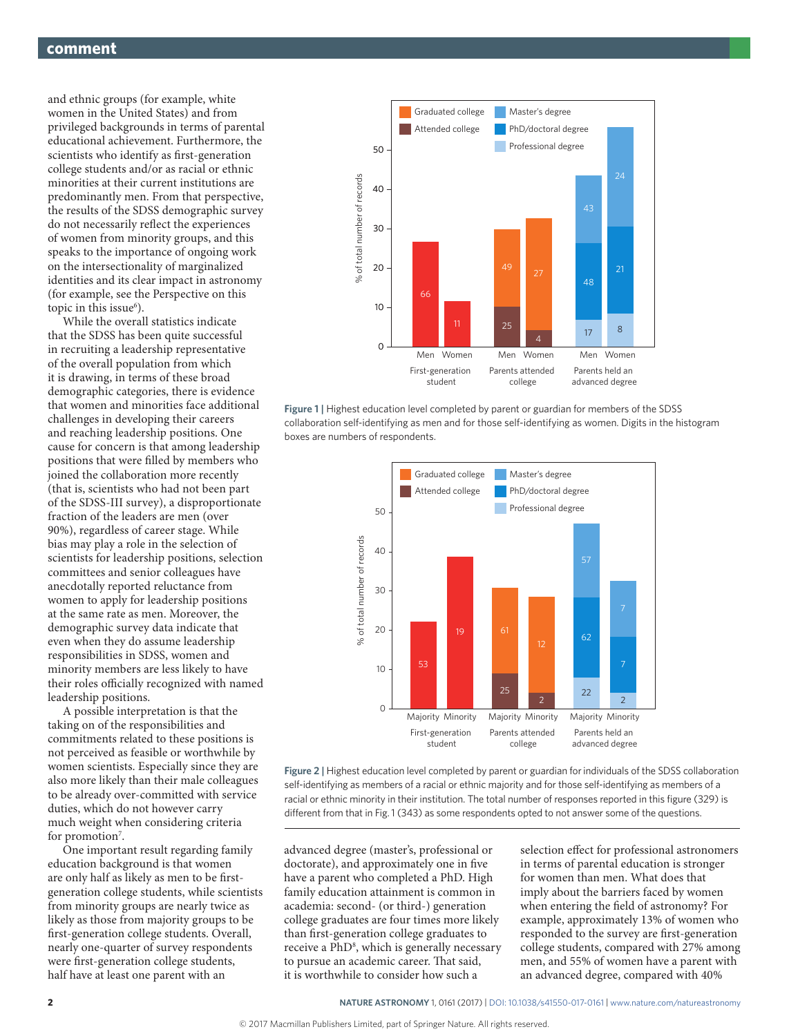and ethnic groups (for example, white women in the United States) and from privileged backgrounds in terms of parental educational achievement. Furthermore, the scientists who identify as first-generation college students and/or as racial or ethnic minorities at their current institutions are predominantly men. From that perspective, the results of the SDSS demographic survey do not necessarily reflect the experiences of women from minority groups, and this speaks to the importance of ongoing work on the intersectionality of marginalized identities and its clear impact in astronomy (for example, see the Perspective on this topic in this issue[6]).

While the overall statistics indicate that the SDSS has been quite successful in recruiting a leadership representative of the overall population from which it is drawing, in terms of these broad demographic categories, there is evidence that women and minorities face additional challenges in developing their careers and reaching leadership positions. One cause for concern is that among leadership positions that were filled by members who joined the collaboration more recently (that is, scientists who had not been part of the SDSS-III survey), a disproportionate fraction of the leaders are men (over 90%), regardless of career stage. While bias may play a role in the selection of scientists for leadership positions, selection committees and senior colleagues have anecdotally reported reluctance from women to apply for leadership positions at the same rate as men. Moreover, the demographic survey data indicate that even when they do assume leadership responsibilities in SDSS, women and minority members are less likely to have their roles officially recognized with named leadership positions.

A possible interpretation is that the taking on of the responsibilities and commitments related to these positions is not perceived as feasible or worthwhile by women scientists. Especially since they are also more likely than their male colleagues to be already over-committed with service duties, which do not however carry much weight when considering criteria for promotion[7].

One important result regarding family education background is that women are only half as likely as men to be first-generation college students, while scientists from minority groups are nearly twice as likely as those from majority groups to be first-generation college students. Overall, nearly one-quarter of survey respondents were first-generation college students, half have at least one parent with an advanced degree (master's, professional or doctorate), and approximately one in five have a parent who completed a PhD. High family education attainment is common in academia: second- (or third-) generation college graduates are four times more likely than first-generation college graduates to receive a PhD[8], which is generally necessary to pursue an academic career. That said, it is worthwhile to consider how such a selection effect for professional astronomers in terms of parental education is stronger for women than men. What does that imply about the barriers faced by women when entering the field of astronomy? For example, approximately 13% of women who responded to the survey are first-generation college students, compared with 27% among men, and 55% of women have a parent with an advanced degree, compared with 40%

**Figure 1 |** Highest education level completed by parent or guardian for members of the SDSS collaboration self-identifying as men and for those self-identifying as women. Digits in the histogram boxes are numbers of respondents.

**Figure 2 |** Highest education level completed by parent or guardian for individuals of the SDSS collaboration self-identifying as members of a racial or ethnic majority and for those self-identifying as members of a racial or ethnic minority in their institution. The total number of responses reported in this figure (329) is different from that in Fig. 1 (343) as some respondents opted to not answer some of the questions.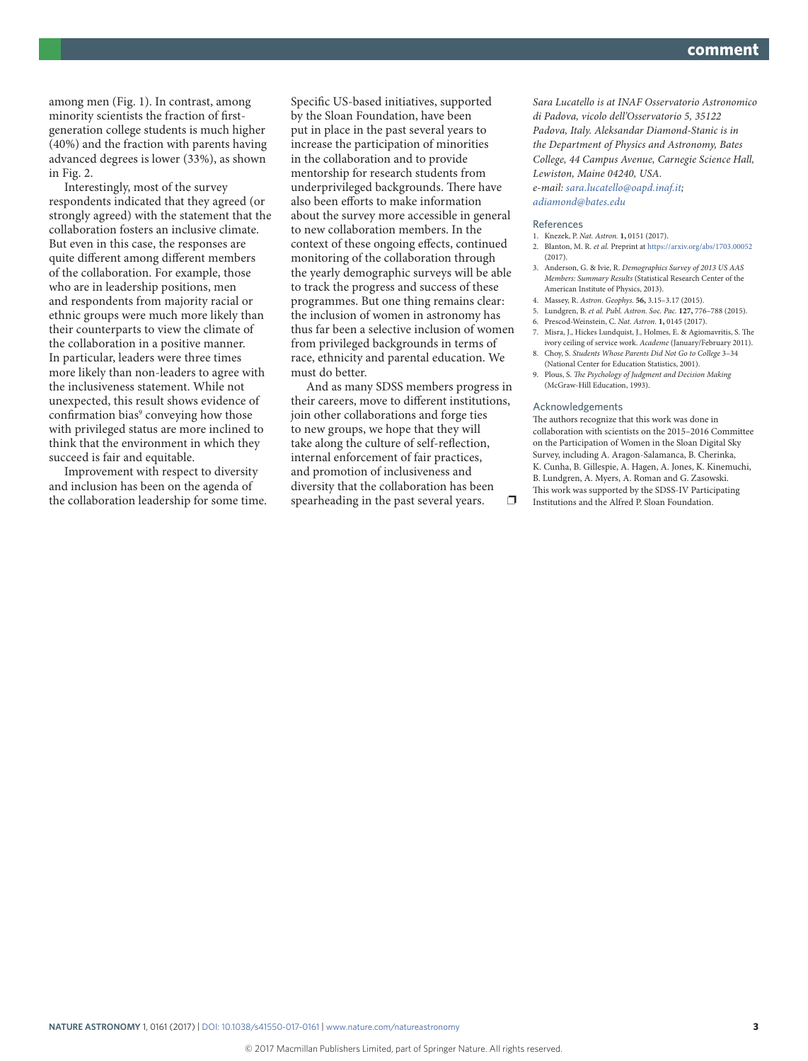among men (Fig. 1). In contrast, among minority scientists the fraction of first-generation college students is much higher (40%) and the fraction with parents having advanced degrees is lower (33%), as shown in Fig. 2.

Interestingly, most of the survey respondents indicated that they agreed (or strongly agreed) with the statement that the collaboration fosters an inclusive climate. But even in this case, the responses are quite different among different members of the collaboration. For example, those who are in leadership positions, men and respondents from majority racial or ethnic groups were much more likely than their counterparts to view the climate of the collaboration in a positive manner. In particular, leaders were three times more likely than non-leaders to agree with the inclusiveness statement. While not unexpected, this result shows evidence of confirmation bias[9] conveying how those with privileged status are more inclined to think that the environment in which they succeed is fair and equitable.

Improvement with respect to diversity and inclusion has been on the agenda of the collaboration leadership for some time. Specific US-based initiatives, supported by the Sloan Foundation, have been put in place in the past several years to increase the participation of minorities in the collaboration and to provide mentorship for research students from underprivileged backgrounds. There have also been efforts to make information about the survey more accessible in general to new collaboration members. In the context of these ongoing effects, continued monitoring of the collaboration through the yearly demographic surveys will be able to track the progress and success of these programmes. But one thing remains clear: the inclusion of women in astronomy has thus far been a selective inclusion of women from privileged backgrounds in terms of race, ethnicity and parental education. We must do better.

And as many SDSS members progress in their careers, move to different institutions, join other collaborations and forge ties to new groups, we hope that they will take along the culture of self-reflection, internal enforcement of fair practices, and promotion of inclusiveness and diversity that the collaboration has been spearheading in the past several years. ❒

*Sara Lucatello is at INAF Osservatorio Astronomico di Padova, vicolo dell'Osservatorio 5, 35122 Padova, Italy. Aleksandar Diamond-Stanic is in the Department of Physics and Astronomy, Bates College, 44 Campus Avenue, Carnegie Science Hall, Lewiston, Maine 04240, USA.*
*e-mail: sara.lucatello@oapd.inaf.it; adiamond@bates.edu*

## References

1. Knezek, P. *Nat. Astron.* **1,** 0151 (2017).
2. Blanton, M. R. *et al.* Preprint at https://arxiv.org/abs/1703.00052 (2017).
3. Anderson, G. & Ivie, R. *Demographics Survey of 2013 US AAS Members: Summary Results* (Statistical Research Center of the American Institute of Physics, 2013).
4. Massey, R. *Astron. Geophys.* **56,** 3.15–3.17 (2015).
5. Lundgren, B. *et al. Publ. Astron. Soc. Pac.* **127,** 776–788 (2015).
6. Prescod-Weinstein, C. *Nat. Astron.* **1,** 0145 (2017).
7. Misra, J., Hickes Lundquist, J., Holmes, E. & Agiomavritis, S. The ivory ceiling of service work. *Academe* (January/February 2011).
8. Choy, S. *Students Whose Parents Did Not Go to College* 3–34 (National Center for Education Statistics, 2001).
9. Plous, S. *The Psychology of Judgment and Decision Making* (McGraw-Hill Education, 1993).

## Acknowledgements

The authors recognize that this work was done in collaboration with scientists on the 2015–2016 Committee on the Participation of Women in the Sloan Digital Sky Survey, including A. Aragon-Salamanca, B. Cherinka, K. Cunha, B. Gillespie, A. Hagen, A. Jones, K. Kinemuchi, B. Lundgren, A. Myers, A. Roman and G. Zasowski. This work was supported by the SDSS-IV Participating Institutions and the Alfred P. Sloan Foundation.